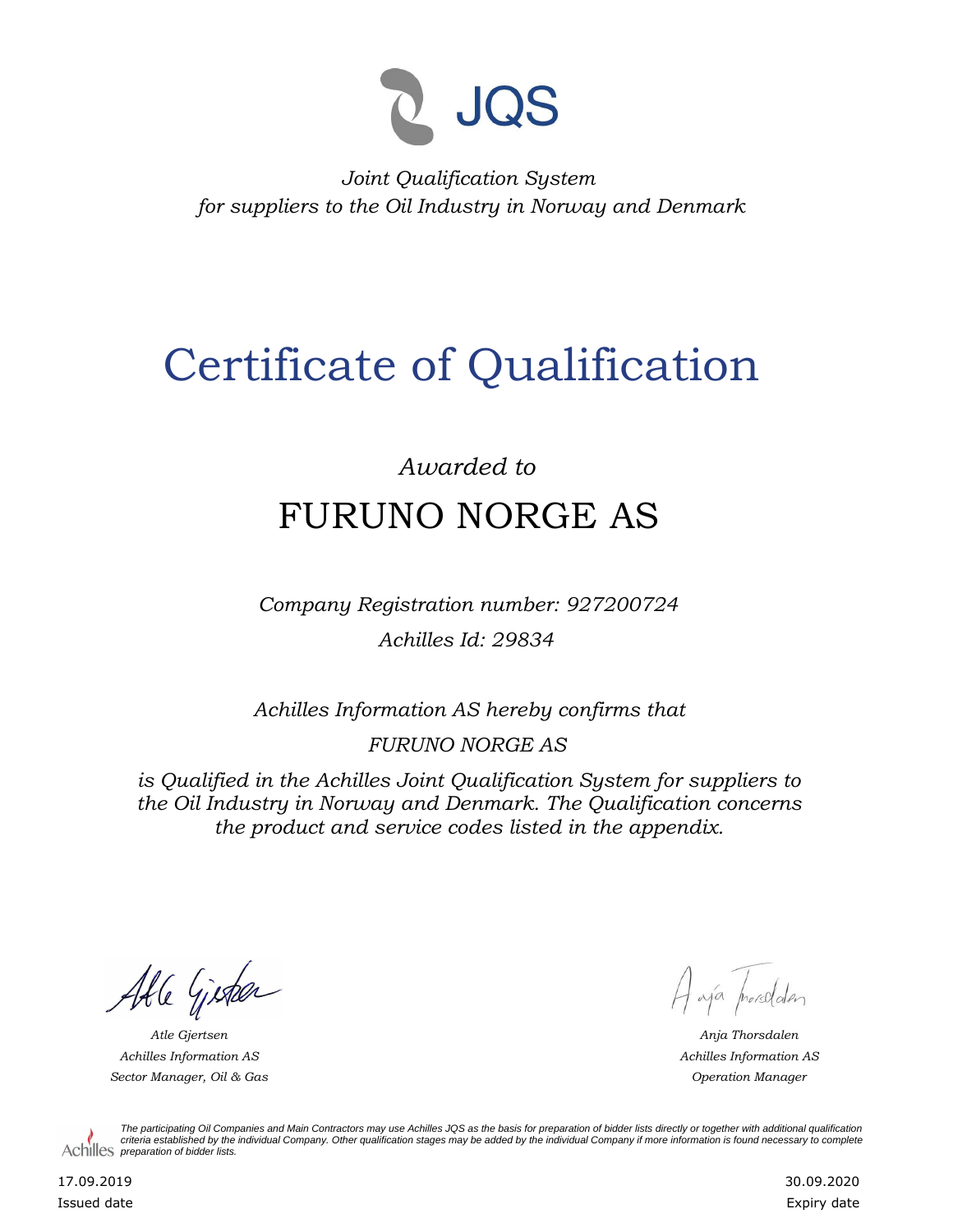JQS

*Joint Qualification System*
*for suppliers to the Oil Industry in Norway and Denmark*

# Certificate of Qualification

*Awarded to*

## FURUNO NORGE AS

*Company Registration number: 927200724*

*Achilles Id: 29834*

*Achilles Information AS hereby confirms that*

*FURUNO NORGE AS*

*is Qualified in the Achilles Joint Qualification System for suppliers to the Oil Industry in Norway and Denmark. The Qualification concerns the product and service codes listed in the appendix.*

*Atle Gjertsen*
*Achilles Information AS*
*Sector Manager, Oil & Gas*

*Anja Thorsdalen*
*Achilles Information AS*
*Operation Manager*

Achilles

*The participating Oil Companies and Main Contractors may use Achilles JQS as the basis for preparation of bidder lists directly or together with additional qualification criteria established by the individual Company. Other qualification stages may be added by the individual Company if more information is found necessary to complete preparation of bidder lists.*

17.09.2019
Issued date

30.09.2020
Expiry date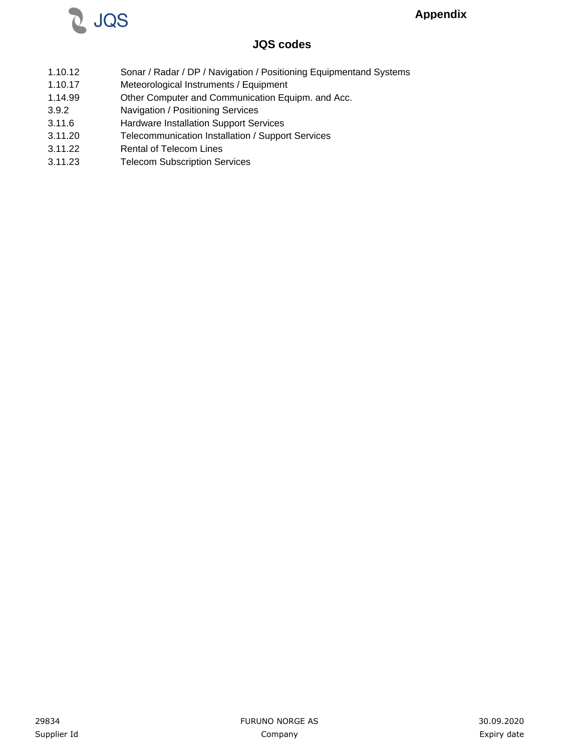## JQS codes

| | |
|---|---|
| 1.10.12 | Sonar / Radar / DP / Navigation / Positioning Equipmentand Systems |
| 1.10.17 | Meteorological Instruments / Equipment |
| 1.14.99 | Other Computer and Communication Equipm. and Acc. |
| 3.9.2 | Navigation / Positioning Services |
| 3.11.6 | Hardware Installation Support Services |
| 3.11.20 | Telecommunication Installation / Support Services |
| 3.11.22 | Rental of Telecom Lines |
| 3.11.23 | Telecom Subscription Services |

| 29834 | FURUNO NORGE AS | 30.09.2020 |
|---|---|---|
| Supplier Id | Company | Expiry date |